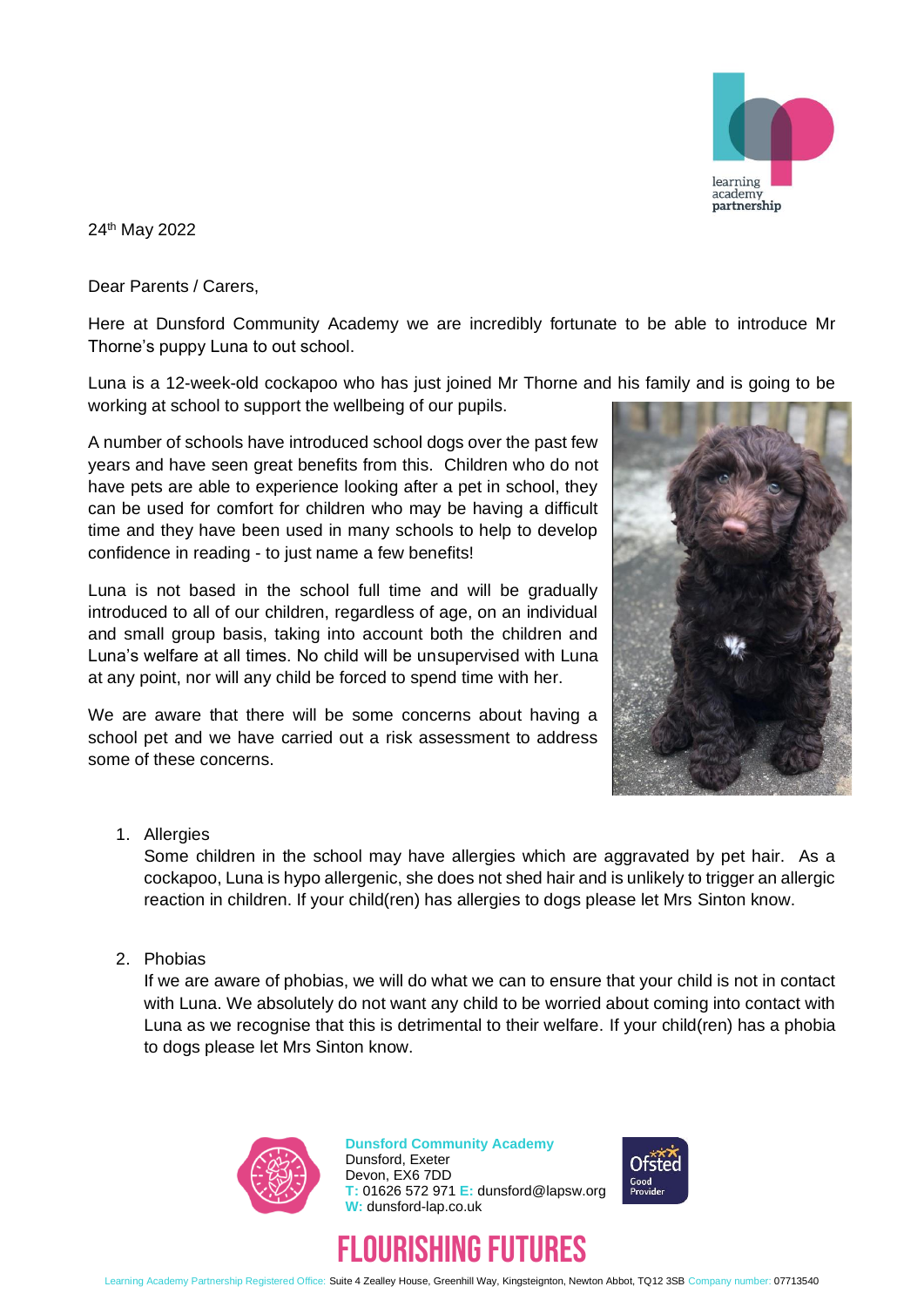24th May 2022

Dear Parents / Carers,

Here at Dunsford Community Academy we are incredibly fortunate to be able to introduce Mr Thorne's puppy Luna to out school.

Luna is a 12-week-old cockapoo who has just joined Mr Thorne and his family and is going to be working at school to support the wellbeing of our pupils.

A number of schools have introduced school dogs over the past few years and have seen great benefits from this. Children who do not have pets are able to experience looking after a pet in school, they can be used for comfort for children who may be having a difficult time and they have been used in many schools to help to develop confidence in reading - to just name a few benefits!

Luna is not based in the school full time and will be gradually introduced to all of our children, regardless of age, on an individual and small group basis, taking into account both the children and Luna's welfare at all times. No child will be unsupervised with Luna at any point, nor will any child be forced to spend time with her.

We are aware that there will be some concerns about having a school pet and we have carried out a risk assessment to address some of these concerns.

1. Allergies
   Some children in the school may have allergies which are aggravated by pet hair. As a cockapoo, Luna is hypo allergenic, she does not shed hair and is unlikely to trigger an allergic reaction in children. If your child(ren) has allergies to dogs please let Mrs Sinton know.

2. Phobias
   If we are aware of phobias, we will do what we can to ensure that your child is not in contact with Luna. We absolutely do not want any child to be worried about coming into contact with Luna as we recognise that this is detrimental to their welfare. If your child(ren) has a phobia to dogs please let Mrs Sinton know.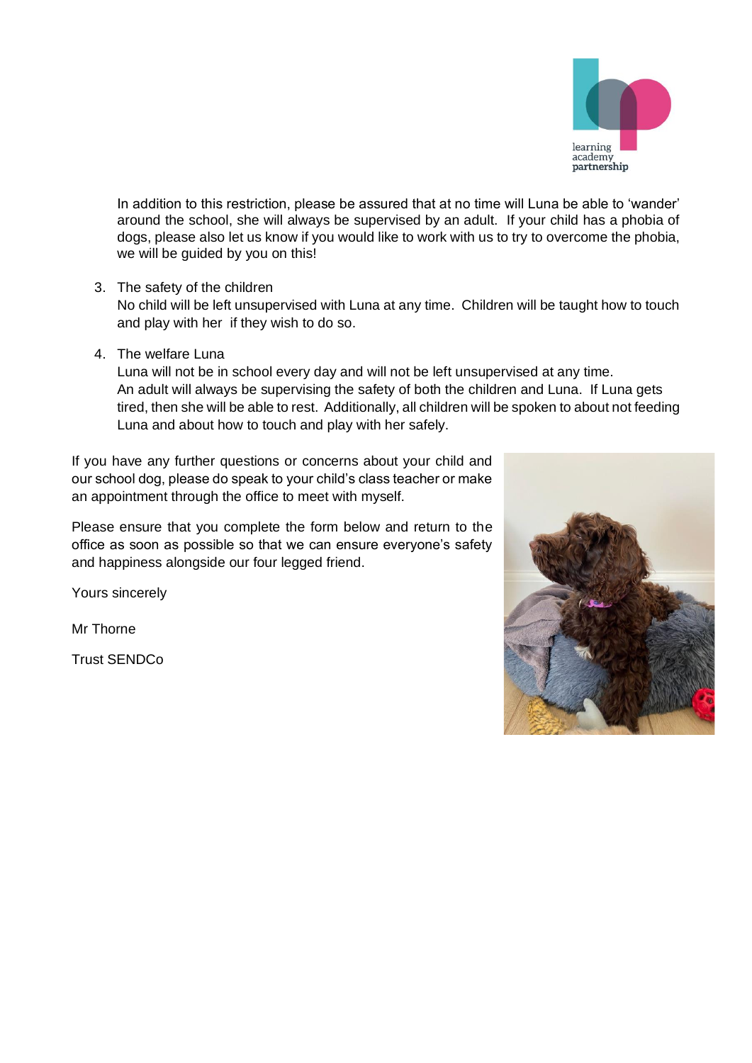In addition to this restriction, please be assured that at no time will Luna be able to 'wander' around the school, she will always be supervised by an adult. If your child has a phobia of dogs, please also let us know if you would like to work with us to try to overcome the phobia, we will be guided by you on this!

3. The safety of the children
   No child will be left unsupervised with Luna at any time. Children will be taught how to touch and play with her if they wish to do so.

4. The welfare Luna
   Luna will not be in school every day and will not be left unsupervised at any time. An adult will always be supervising the safety of both the children and Luna. If Luna gets tired, then she will be able to rest. Additionally, all children will be spoken to about not feeding Luna and about how to touch and play with her safely.

If you have any further questions or concerns about your child and our school dog, please do speak to your child's class teacher or make an appointment through the office to meet with myself.

Please ensure that you complete the form below and return to the office as soon as possible so that we can ensure everyone's safety and happiness alongside our four legged friend.

Yours sincerely

Mr Thorne

Trust SENDCo